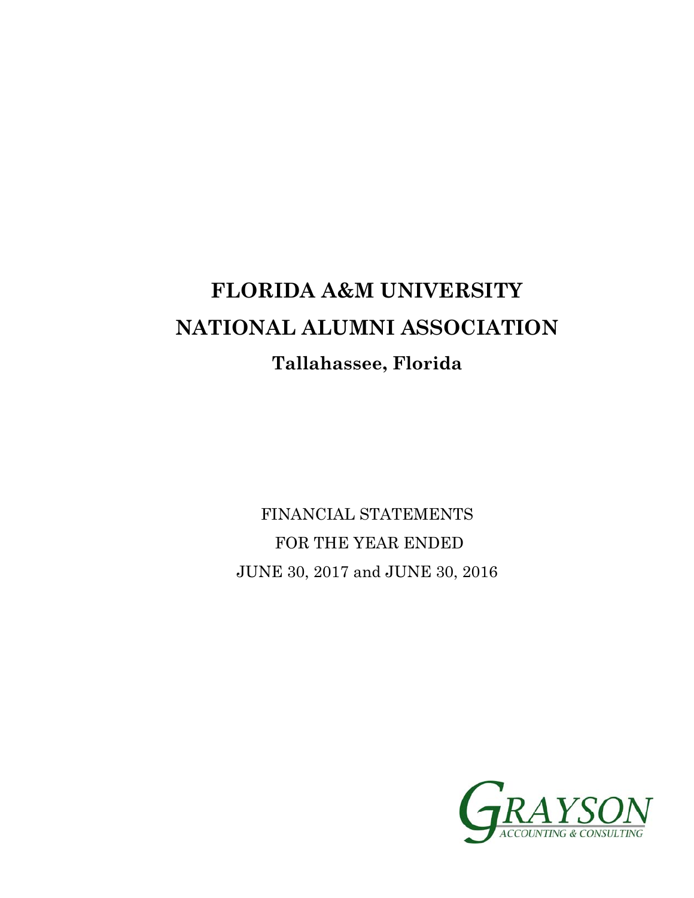# FLORIDA A&M UNIVERSITY

# NATIONAL ALUMNI ASSOCIATION

## Tallahassee, Florida

FINANCIAL STATEMENTS

FOR THE YEAR ENDED

JUNE 30, 2017 and JUNE 30, 2016

GRAYSON

ACCOUNTING & CONSULTING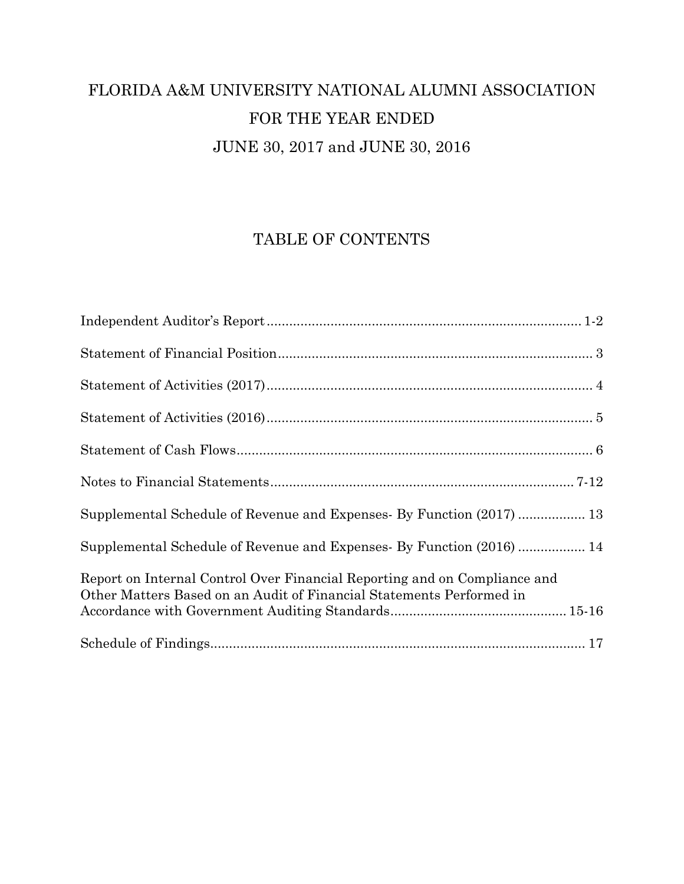# FLORIDA A&M UNIVERSITY NATIONAL ALUMNI ASSOCIATION
# FOR THE YEAR ENDED
# JUNE 30, 2017 and JUNE 30, 2016

## TABLE OF CONTENTS

| | |
|---|---|
| Independent Auditor's Report | 1-2 |
| Statement of Financial Position | 3 |
| Statement of Activities (2017) | 4 |
| Statement of Activities (2016) | 5 |
| Statement of Cash Flows | 6 |
| Notes to Financial Statements | 7-12 |
| Supplemental Schedule of Revenue and Expenses- By Function (2017) | 13 |
| Supplemental Schedule of Revenue and Expenses- By Function (2016) | 14 |
| Report on Internal Control Over Financial Reporting and on Compliance and Other Matters Based on an Audit of Financial Statements Performed in Accordance with Government Auditing Standards | 15-16 |
| Schedule of Findings | 17 |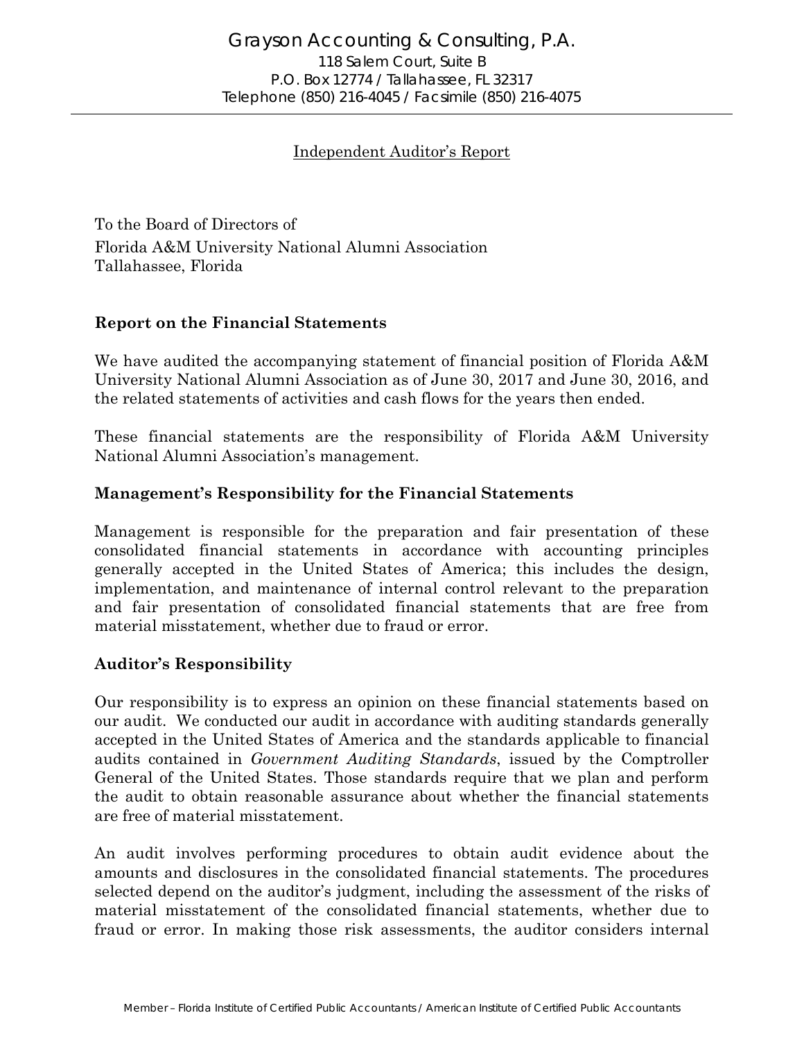Grayson Accounting & Consulting, P.A.
118 Salem Court, Suite B
P.O. Box 12774 / Tallahassee, FL 32317
Telephone (850) 216-4045 / Facsimile (850) 216-4075

## Independent Auditor's Report

To the Board of Directors of
Florida A&M University National Alumni Association
Tallahassee, Florida

### Report on the Financial Statements

We have audited the accompanying statement of financial position of Florida A&M University National Alumni Association as of June 30, 2017 and June 30, 2016, and the related statements of activities and cash flows for the years then ended.

These financial statements are the responsibility of Florida A&M University National Alumni Association's management.

### Management's Responsibility for the Financial Statements

Management is responsible for the preparation and fair presentation of these consolidated financial statements in accordance with accounting principles generally accepted in the United States of America; this includes the design, implementation, and maintenance of internal control relevant to the preparation and fair presentation of consolidated financial statements that are free from material misstatement, whether due to fraud or error.

### Auditor's Responsibility

Our responsibility is to express an opinion on these financial statements based on our audit. We conducted our audit in accordance with auditing standards generally accepted in the United States of America and the standards applicable to financial audits contained in *Government Auditing Standards*, issued by the Comptroller General of the United States. Those standards require that we plan and perform the audit to obtain reasonable assurance about whether the financial statements are free of material misstatement.

An audit involves performing procedures to obtain audit evidence about the amounts and disclosures in the consolidated financial statements. The procedures selected depend on the auditor's judgment, including the assessment of the risks of material misstatement of the consolidated financial statements, whether due to fraud or error. In making those risk assessments, the auditor considers internal

Member – Florida Institute of Certified Public Accountants / American Institute of Certified Public Accountants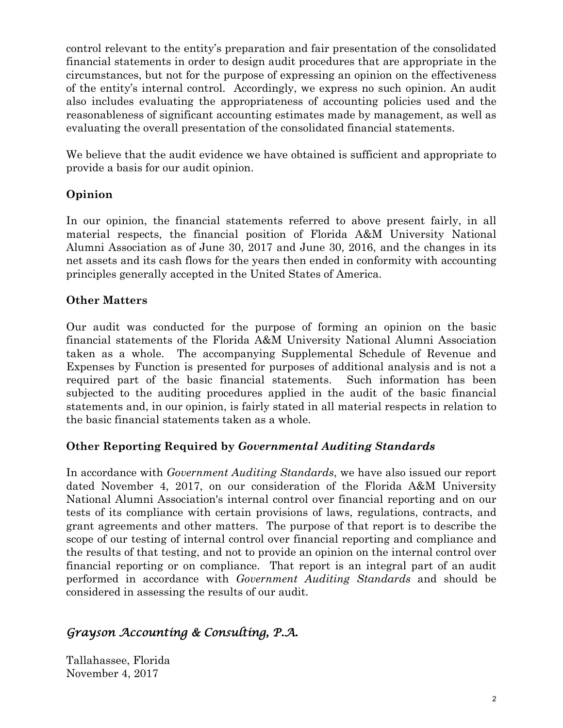control relevant to the entity's preparation and fair presentation of the consolidated financial statements in order to design audit procedures that are appropriate in the circumstances, but not for the purpose of expressing an opinion on the effectiveness of the entity's internal control. Accordingly, we express no such opinion. An audit also includes evaluating the appropriateness of accounting policies used and the reasonableness of significant accounting estimates made by management, as well as evaluating the overall presentation of the consolidated financial statements.

We believe that the audit evidence we have obtained is sufficient and appropriate to provide a basis for our audit opinion.

### Opinion

In our opinion, the financial statements referred to above present fairly, in all material respects, the financial position of Florida A&M University National Alumni Association as of June 30, 2017 and June 30, 2016, and the changes in its net assets and its cash flows for the years then ended in conformity with accounting principles generally accepted in the United States of America.

### Other Matters

Our audit was conducted for the purpose of forming an opinion on the basic financial statements of the Florida A&M University National Alumni Association taken as a whole. The accompanying Supplemental Schedule of Revenue and Expenses by Function is presented for purposes of additional analysis and is not a required part of the basic financial statements. Such information has been subjected to the auditing procedures applied in the audit of the basic financial statements and, in our opinion, is fairly stated in all material respects in relation to the basic financial statements taken as a whole.

### Other Reporting Required by *Governmental Auditing Standards*

In accordance with *Government Auditing Standards*, we have also issued our report dated November 4, 2017, on our consideration of the Florida A&M University National Alumni Association's internal control over financial reporting and on our tests of its compliance with certain provisions of laws, regulations, contracts, and grant agreements and other matters. The purpose of that report is to describe the scope of our testing of internal control over financial reporting and compliance and the results of that testing, and not to provide an opinion on the internal control over financial reporting or on compliance. That report is an integral part of an audit performed in accordance with *Government Auditing Standards* and should be considered in assessing the results of our audit.

*Grayson Accounting & Consulting, P.A.*

Tallahassee, Florida
November 4, 2017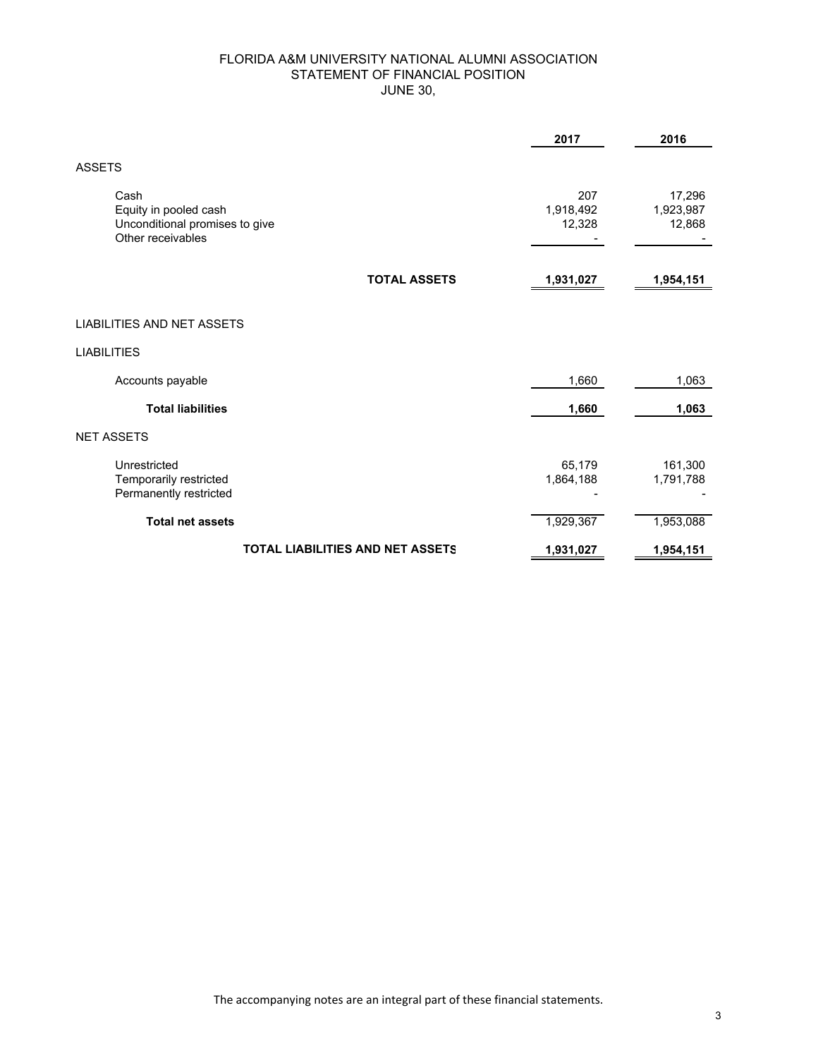# FLORIDA A&M UNIVERSITY NATIONAL ALUMNI ASSOCIATION
## STATEMENT OF FINANCIAL POSITION
### JUNE 30,

| | 2017 | 2016 |
|---|---|---|
| ASSETS | | |
| Cash | 207 | 17,296 |
| Equity in pooled cash | 1,918,492 | 1,923,987 |
| Unconditional promises to give | 12,328 | 12,868 |
| Other receivables | - | - |
| **TOTAL ASSETS** | **1,931,027** | **1,954,151** |
| LIABILITIES AND NET ASSETS | | |
| LIABILITIES | | |
| Accounts payable | 1,660 | 1,063 |
| **Total liabilities** | **1,660** | **1,063** |
| NET ASSETS | | |
| Unrestricted | 65,179 | 161,300 |
| Temporarily restricted | 1,864,188 | 1,791,788 |
| Permanently restricted | - | - |
| **Total net assets** | 1,929,367 | 1,953,088 |
| **TOTAL LIABILITIES AND NET ASSETS** | **1,931,027** | **1,954,151** |

The accompanying notes are an integral part of these financial statements.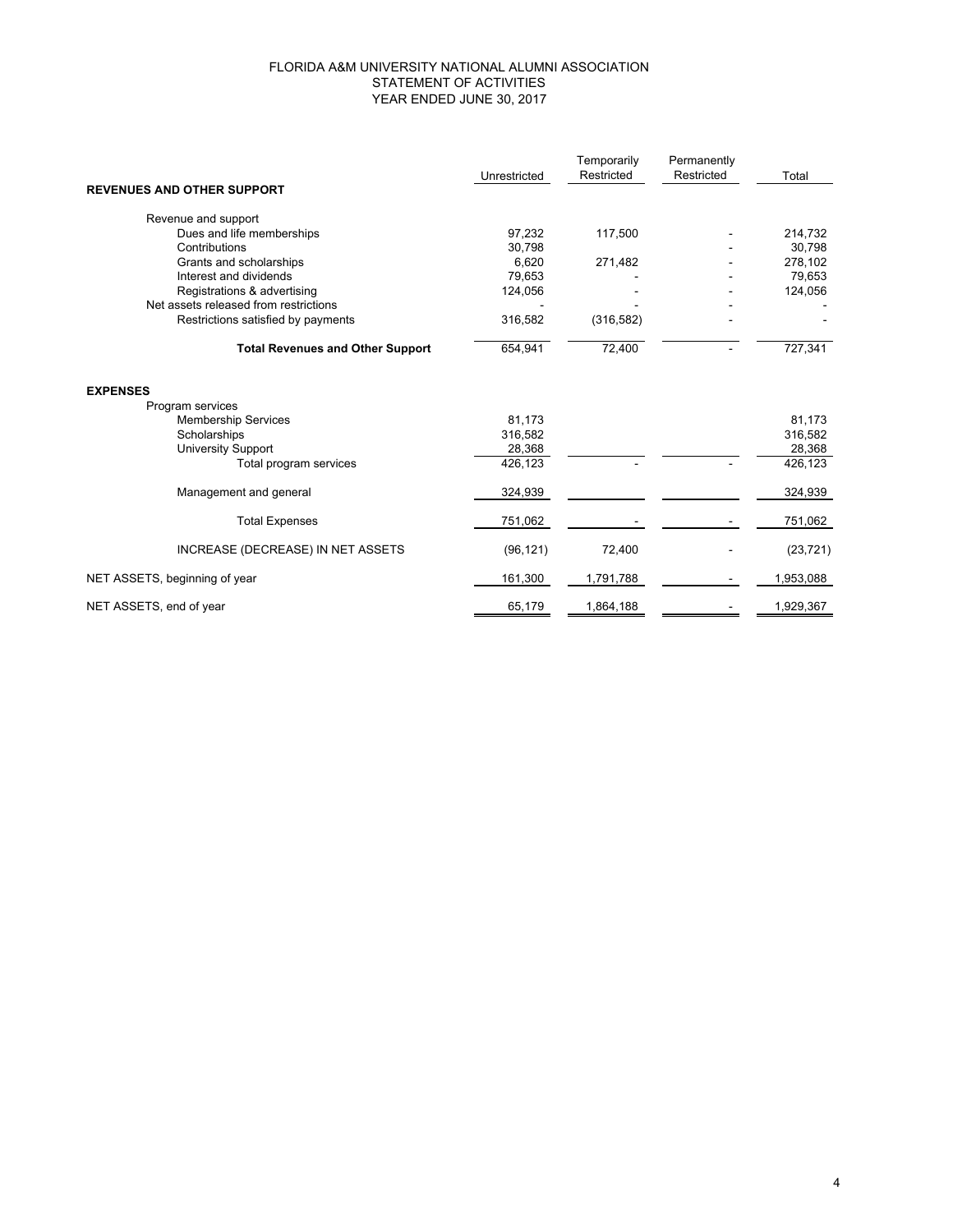# FLORIDA A&M UNIVERSITY NATIONAL ALUMNI ASSOCIATION
## STATEMENT OF ACTIVITIES
### YEAR ENDED JUNE 30, 2017

| | Unrestricted | Temporarily Restricted | Permanently Restricted | Total |
|---|---|---|---|---|
| **REVENUES AND OTHER SUPPORT** | | | | |
| Revenue and support | | | | |
| Dues and life memberships | 97,232 | 117,500 | - | 214,732 |
| Contributions | 30,798 | | - | 30,798 |
| Grants and scholarships | 6,620 | 271,482 | - | 278,102 |
| Interest and dividends | 79,653 | - | - | 79,653 |
| Registrations & advertising | 124,056 | - | - | 124,056 |
| Net assets released from restrictions | - | - | - | - |
| Restrictions satisfied by payments | 316,582 | (316,582) | - | - |
| **Total Revenues and Other Support** | 654,941 | 72,400 | - | 727,341 |
| **EXPENSES** | | | | |
| Program services | | | | |
| Membership Services | 81,173 | | | 81,173 |
| Scholarships | 316,582 | | | 316,582 |
| University Support | 28,368 | | | 28,368 |
| Total program services | 426,123 | - | - | 426,123 |
| Management and general | 324,939 | | | 324,939 |
| Total Expenses | 751,062 | - | - | 751,062 |
| INCREASE (DECREASE) IN NET ASSETS | (96,121) | 72,400 | - | (23,721) |
| NET ASSETS, beginning of year | 161,300 | 1,791,788 | - | 1,953,088 |
| NET ASSETS, end of year | 65,179 | 1,864,188 | - | 1,929,367 |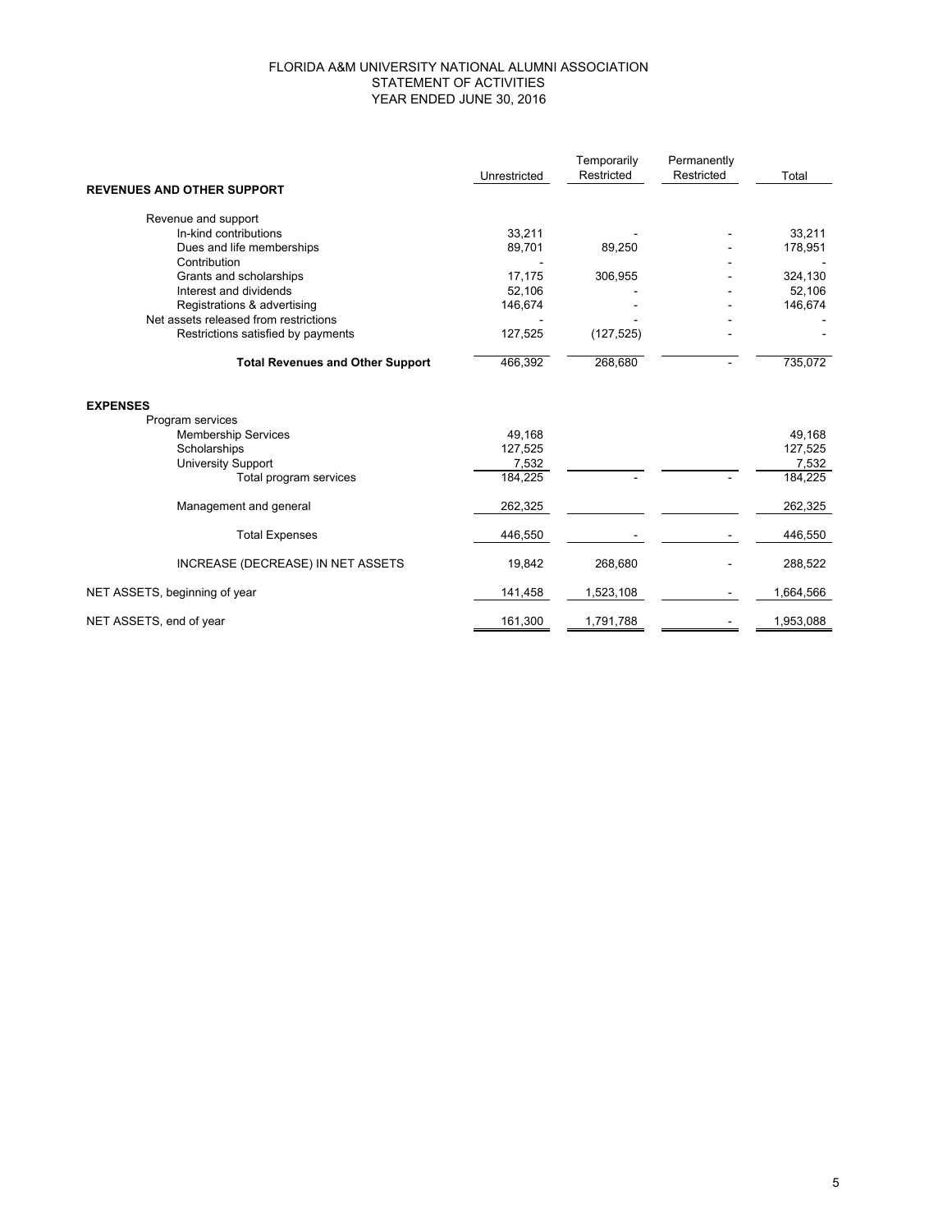# FLORIDA A&M UNIVERSITY NATIONAL ALUMNI ASSOCIATION
## STATEMENT OF ACTIVITIES
### YEAR ENDED JUNE 30, 2016

| | Unrestricted | Temporarily Restricted | Permanently Restricted | Total |
|---|---|---|---|---|
| **REVENUES AND OTHER SUPPORT** | | | | |
| Revenue and support | | | | |
| In-kind contributions | 33,211 | - | - | 33,211 |
| Dues and life memberships | 89,701 | 89,250 | - | 178,951 |
| Contribution | - | | - | - |
| Grants and scholarships | 17,175 | 306,955 | - | 324,130 |
| Interest and dividends | 52,106 | - | - | 52,106 |
| Registrations & advertising | 146,674 | - | - | 146,674 |
| Net assets released from restrictions | - | - | - | - |
| Restrictions satisfied by payments | 127,525 | (127,525) | - | - |
| **Total Revenues and Other Support** | 466,392 | 268,680 | - | 735,072 |
| **EXPENSES** | | | | |
| Program services | | | | |
| Membership Services | 49,168 | | | 49,168 |
| Scholarships | 127,525 | | | 127,525 |
| University Support | 7,532 | | | 7,532 |
| Total program services | 184,225 | - | - | 184,225 |
| Management and general | 262,325 | | | 262,325 |
| Total Expenses | 446,550 | - | - | 446,550 |
| INCREASE (DECREASE) IN NET ASSETS | 19,842 | 268,680 | - | 288,522 |
| NET ASSETS, beginning of year | 141,458 | 1,523,108 | - | 1,664,566 |
| NET ASSETS, end of year | 161,300 | 1,791,788 | - | 1,953,088 |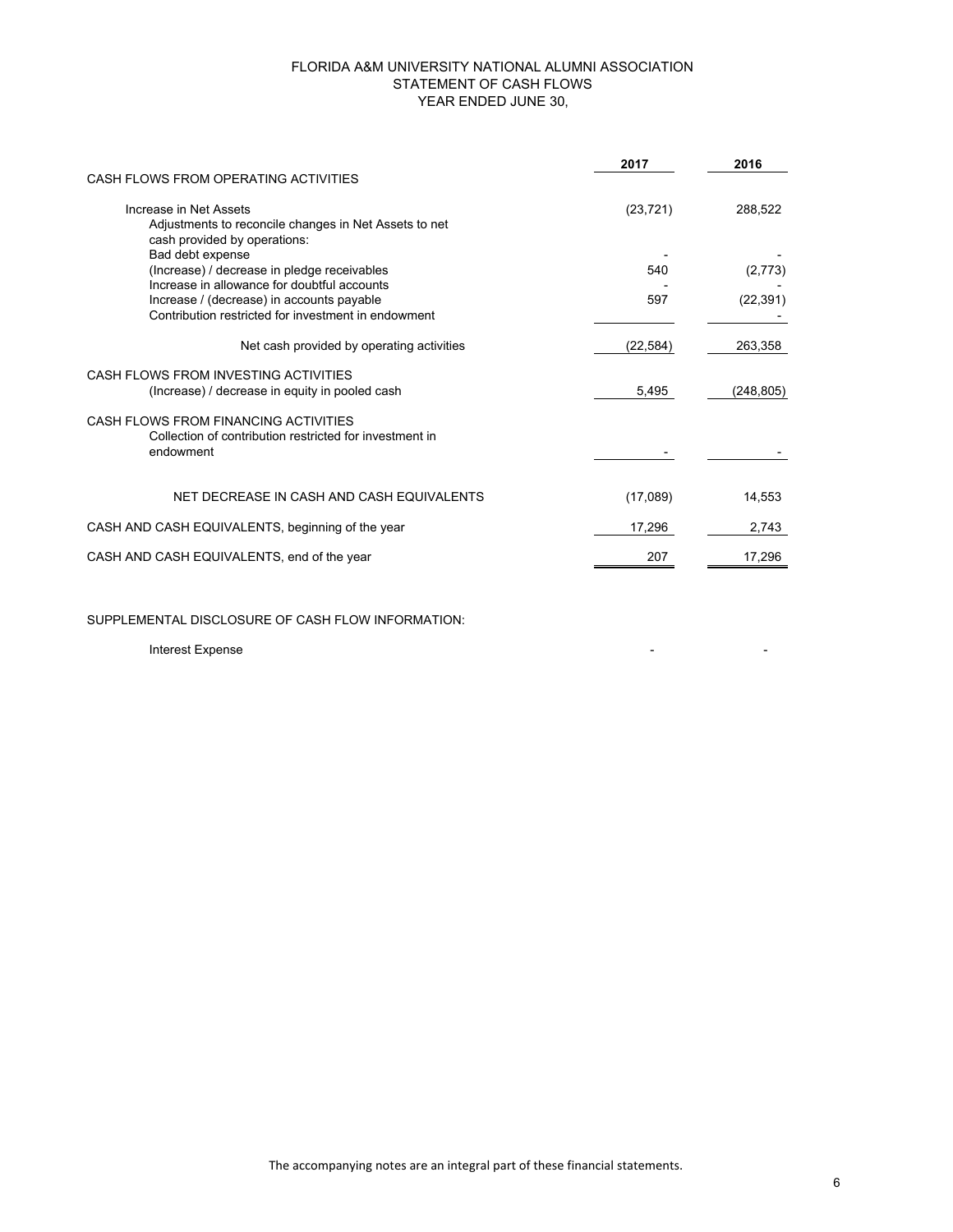# FLORIDA A&M UNIVERSITY NATIONAL ALUMNI ASSOCIATION
## STATEMENT OF CASH FLOWS
### YEAR ENDED JUNE 30,

| | 2017 | 2016 |
|---|---|---|
| **CASH FLOWS FROM OPERATING ACTIVITIES** | | |
| Increase in Net Assets | (23,721) | 288,522 |
| Adjustments to reconcile changes in Net Assets to net cash provided by operations: | | |
| Bad debt expense | - | - |
| (Increase) / decrease in pledge receivables | 540 | (2,773) |
| Increase in allowance for doubtful accounts | - | - |
| Increase / (decrease) in accounts payable | 597 | (22,391) |
| Contribution restricted for investment in endowment | | - |
| Net cash provided by operating activities | (22,584) | 263,358 |
| **CASH FLOWS FROM INVESTING ACTIVITIES** | | |
| (Increase) / decrease in equity in pooled cash | 5,495 | (248,805) |
| **CASH FLOWS FROM FINANCING ACTIVITIES** | | |
| Collection of contribution restricted for investment in endowment | - | - |
| NET DECREASE IN CASH AND CASH EQUIVALENTS | (17,089) | 14,553 |
| CASH AND CASH EQUIVALENTS, beginning of the year | 17,296 | 2,743 |
| CASH AND CASH EQUIVALENTS, end of the year | 207 | 17,296 |

SUPPLEMENTAL DISCLOSURE OF CASH FLOW INFORMATION:

| | | |
|---|---|---|
| Interest Expense | - | - |

The accompanying notes are an integral part of these financial statements.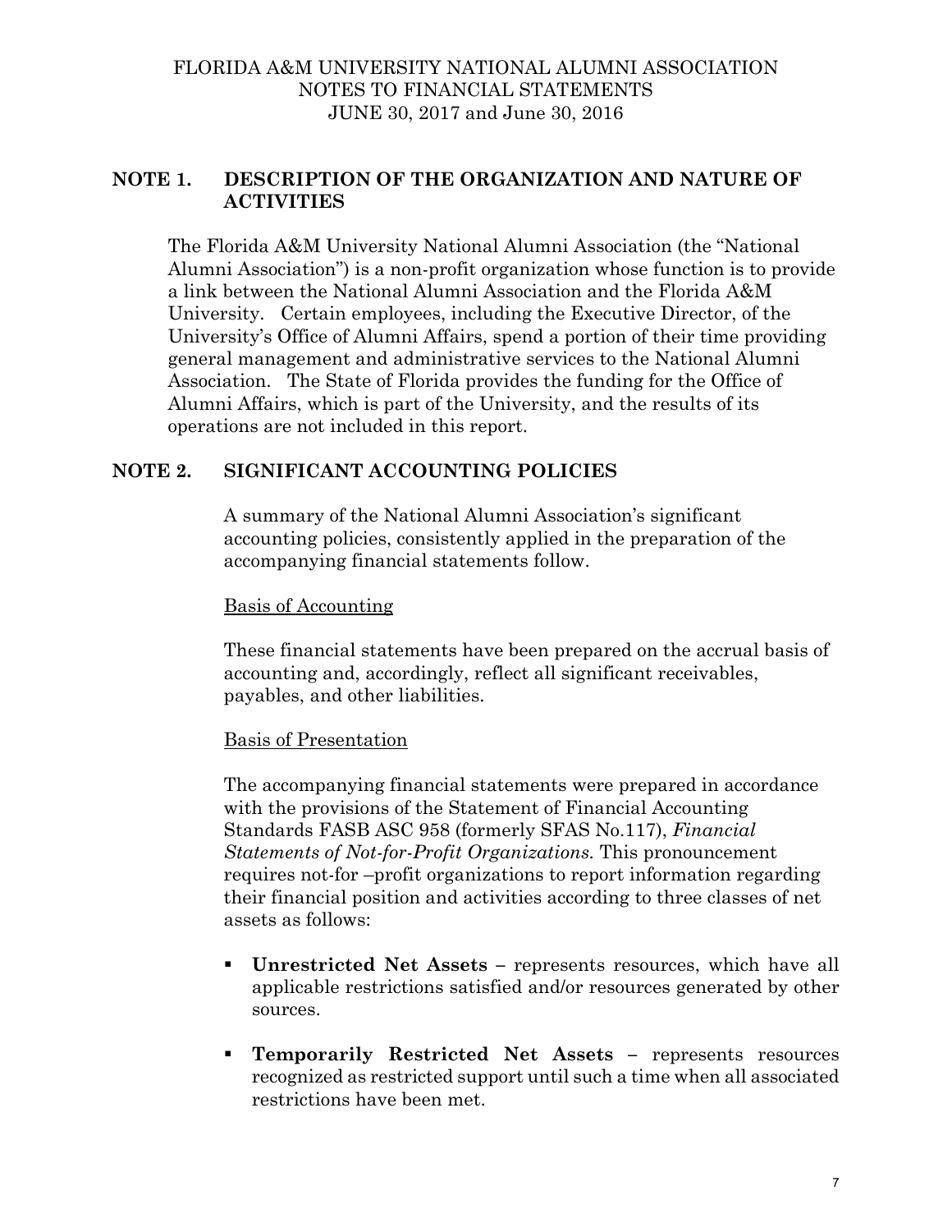FLORIDA A&M UNIVERSITY NATIONAL ALUMNI ASSOCIATION
NOTES TO FINANCIAL STATEMENTS
JUNE 30, 2017 and June 30, 2016

## NOTE 1. DESCRIPTION OF THE ORGANIZATION AND NATURE OF ACTIVITIES

The Florida A&M University National Alumni Association (the "National Alumni Association") is a non-profit organization whose function is to provide a link between the National Alumni Association and the Florida A&M University. Certain employees, including the Executive Director, of the University's Office of Alumni Affairs, spend a portion of their time providing general management and administrative services to the National Alumni Association. The State of Florida provides the funding for the Office of Alumni Affairs, which is part of the University, and the results of its operations are not included in this report.

## NOTE 2. SIGNIFICANT ACCOUNTING POLICIES

A summary of the National Alumni Association's significant accounting policies, consistently applied in the preparation of the accompanying financial statements follow.

Basis of Accounting

These financial statements have been prepared on the accrual basis of accounting and, accordingly, reflect all significant receivables, payables, and other liabilities.

Basis of Presentation

The accompanying financial statements were prepared in accordance with the provisions of the Statement of Financial Accounting Standards FASB ASC 958 (formerly SFAS No.117), *Financial Statements of Not-for-Profit Organizations.* This pronouncement requires not-for –profit organizations to report information regarding their financial position and activities according to three classes of net assets as follows:

- **Unrestricted Net Assets** – represents resources, which have all applicable restrictions satisfied and/or resources generated by other sources.
- **Temporarily Restricted Net Assets** – represents resources recognized as restricted support until such a time when all associated restrictions have been met.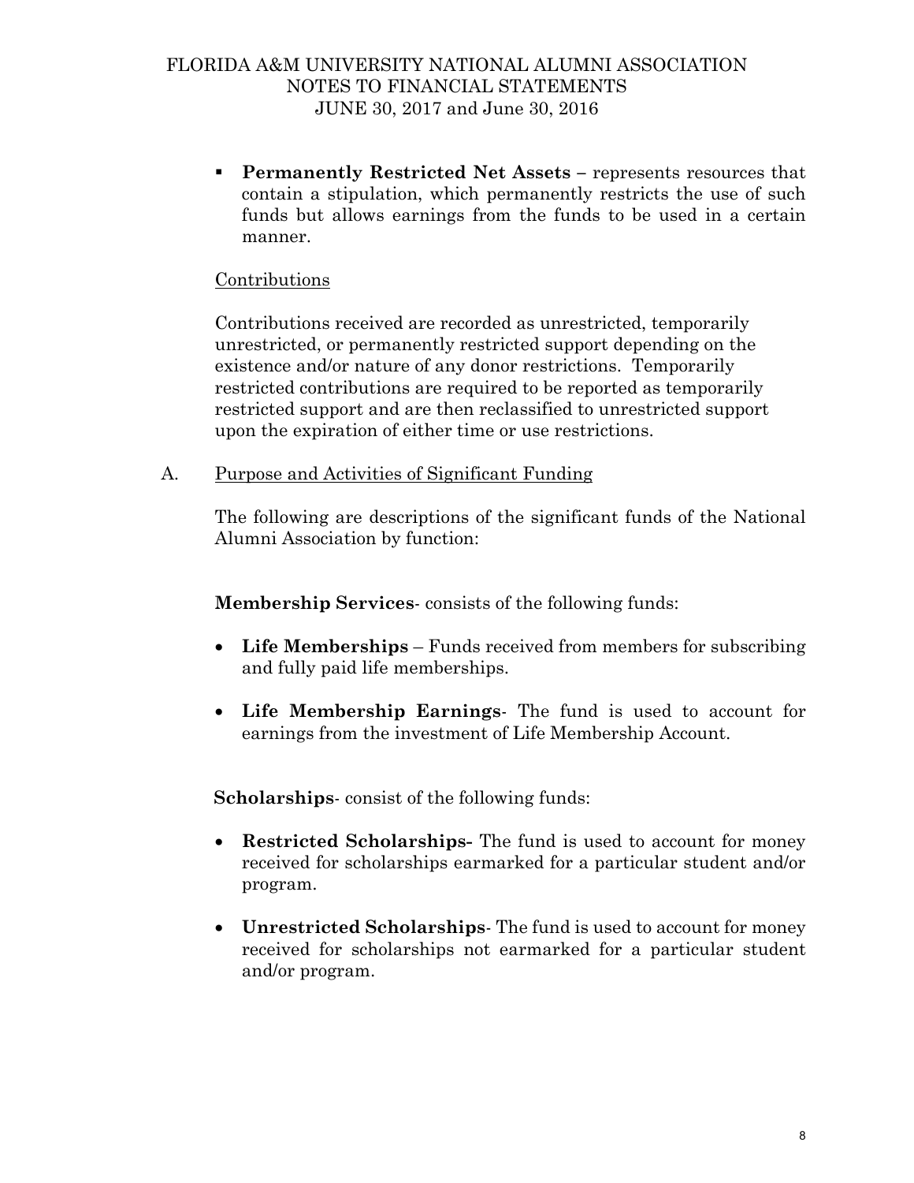- **Permanently Restricted Net Assets –** represents resources that contain a stipulation, which permanently restricts the use of such funds but allows earnings from the funds to be used in a certain manner.

<u>Contributions</u>

Contributions received are recorded as unrestricted, temporarily unrestricted, or permanently restricted support depending on the existence and/or nature of any donor restrictions. Temporarily restricted contributions are required to be reported as temporarily restricted support and are then reclassified to unrestricted support upon the expiration of either time or use restrictions.

A. <u>Purpose and Activities of Significant Funding</u>

The following are descriptions of the significant funds of the National Alumni Association by function:

**Membership Services**- consists of the following funds:

- **Life Memberships** – Funds received from members for subscribing and fully paid life memberships.
- **Life Membership Earnings**- The fund is used to account for earnings from the investment of Life Membership Account.

**Scholarships**- consist of the following funds:

- **Restricted Scholarships-** The fund is used to account for money received for scholarships earmarked for a particular student and/or program.
- **Unrestricted Scholarships**- The fund is used to account for money received for scholarships not earmarked for a particular student and/or program.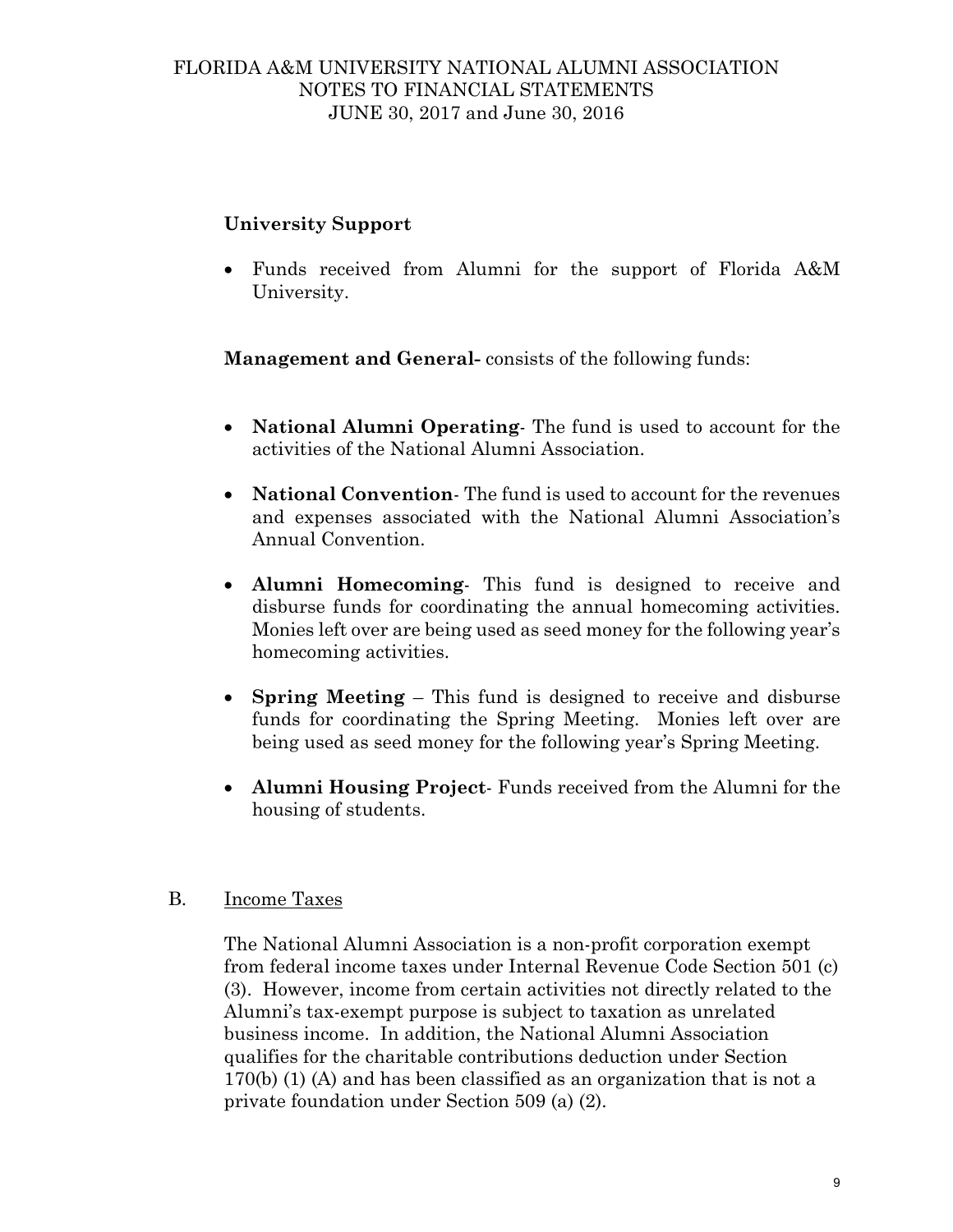**University Support**

- Funds received from Alumni for the support of Florida A&M University.

**Management and General-** consists of the following funds:

- **National Alumni Operating**- The fund is used to account for the activities of the National Alumni Association.
- **National Convention**- The fund is used to account for the revenues and expenses associated with the National Alumni Association's Annual Convention.
- **Alumni Homecoming**- This fund is designed to receive and disburse funds for coordinating the annual homecoming activities. Monies left over are being used as seed money for the following year's homecoming activities.
- **Spring Meeting** – This fund is designed to receive and disburse funds for coordinating the Spring Meeting. Monies left over are being used as seed money for the following year's Spring Meeting.
- **Alumni Housing Project**- Funds received from the Alumni for the housing of students.

B. Income Taxes

The National Alumni Association is a non-profit corporation exempt from federal income taxes under Internal Revenue Code Section 501 (c) (3). However, income from certain activities not directly related to the Alumni's tax-exempt purpose is subject to taxation as unrelated business income. In addition, the National Alumni Association qualifies for the charitable contributions deduction under Section 170(b) (1) (A) and has been classified as an organization that is not a private foundation under Section 509 (a) (2).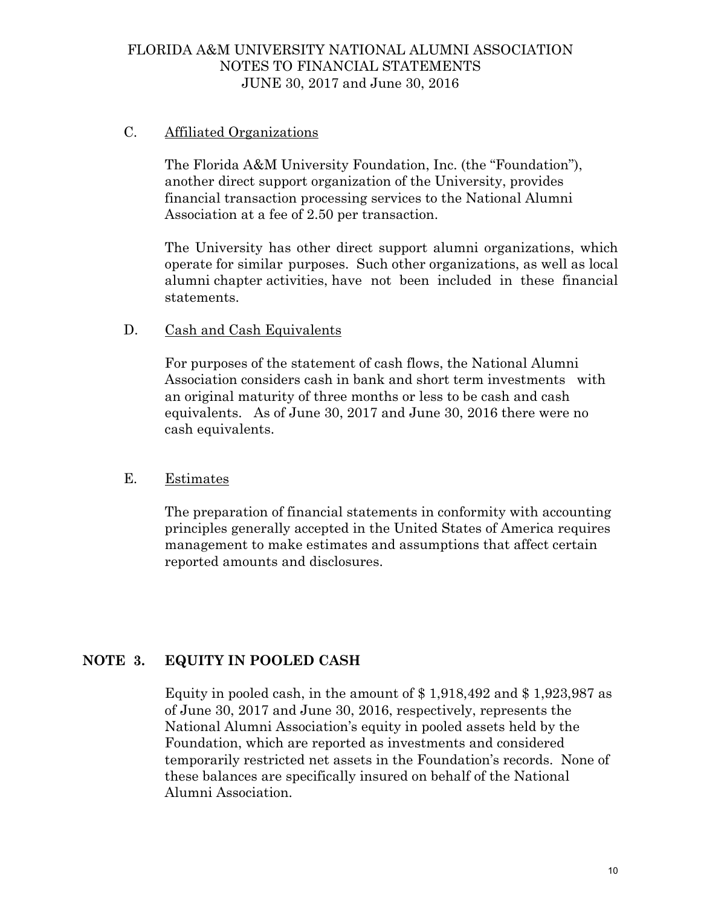### C. Affiliated Organizations

The Florida A&M University Foundation, Inc. (the "Foundation"), another direct support organization of the University, provides financial transaction processing services to the National Alumni Association at a fee of 2.50 per transaction.

The University has other direct support alumni organizations, which operate for similar purposes. Such other organizations, as well as local alumni chapter activities, have not been included in these financial statements.

### D. Cash and Cash Equivalents

For purposes of the statement of cash flows, the National Alumni Association considers cash in bank and short term investments with an original maturity of three months or less to be cash and cash equivalents. As of June 30, 2017 and June 30, 2016 there were no cash equivalents.

### E. Estimates

The preparation of financial statements in conformity with accounting principles generally accepted in the United States of America requires management to make estimates and assumptions that affect certain reported amounts and disclosures.

## NOTE 3. EQUITY IN POOLED CASH

Equity in pooled cash, in the amount of $ 1,918,492 and $ 1,923,987 as of June 30, 2017 and June 30, 2016, respectively, represents the National Alumni Association's equity in pooled assets held by the Foundation, which are reported as investments and considered temporarily restricted net assets in the Foundation's records. None of these balances are specifically insured on behalf of the National Alumni Association.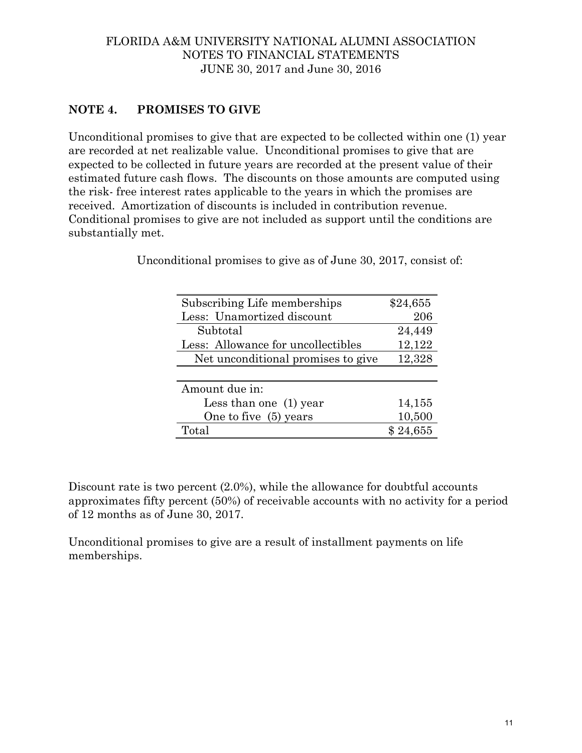FLORIDA A&M UNIVERSITY NATIONAL ALUMNI ASSOCIATION
NOTES TO FINANCIAL STATEMENTS
JUNE 30, 2017 and June 30, 2016

## NOTE 4. PROMISES TO GIVE

Unconditional promises to give that are expected to be collected within one (1) year are recorded at net realizable value. Unconditional promises to give that are expected to be collected in future years are recorded at the present value of their estimated future cash flows. The discounts on those amounts are computed using the risk- free interest rates applicable to the years in which the promises are received. Amortization of discounts is included in contribution revenue. Conditional promises to give are not included as support until the conditions are substantially met.

Unconditional promises to give as of June 30, 2017, consist of:

| | |
|---|---|
| Subscribing Life memberships | $24,655 |
| Less: Unamortized discount | 206 |
| Subtotal | 24,449 |
| Less: Allowance for uncollectibles | 12,122 |
| Net unconditional promises to give | 12,328 |
| | |
| Amount due in: | |
| Less than one (1) year | 14,155 |
| One to five (5) years | 10,500 |
| Total | $ 24,655 |

Discount rate is two percent (2.0%), while the allowance for doubtful accounts approximates fifty percent (50%) of receivable accounts with no activity for a period of 12 months as of June 30, 2017.

Unconditional promises to give are a result of installment payments on life memberships.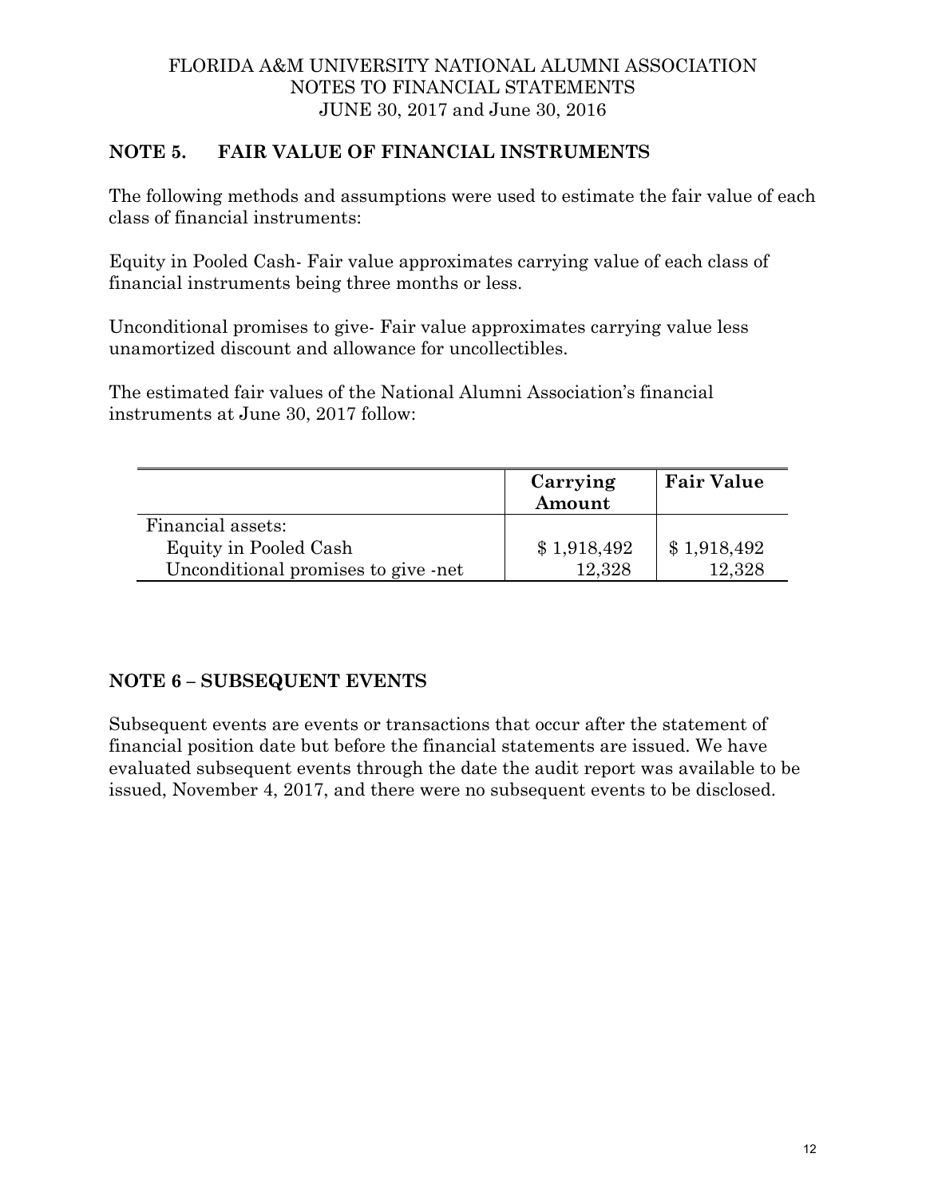FLORIDA A&M UNIVERSITY NATIONAL ALUMNI ASSOCIATION
NOTES TO FINANCIAL STATEMENTS
JUNE 30, 2017 and June 30, 2016

## NOTE 5. FAIR VALUE OF FINANCIAL INSTRUMENTS

The following methods and assumptions were used to estimate the fair value of each class of financial instruments:

Equity in Pooled Cash- Fair value approximates carrying value of each class of financial instruments being three months or less.

Unconditional promises to give- Fair value approximates carrying value less unamortized discount and allowance for uncollectibles.

The estimated fair values of the National Alumni Association's financial instruments at June 30, 2017 follow:

| | **Carrying Amount** | **Fair Value** |
|---|---|---|
| Financial assets: | | |
| Equity in Pooled Cash | $ 1,918,492 | $ 1,918,492 |
| Unconditional promises to give -net | 12,328 | 12,328 |

## NOTE 6 – SUBSEQUENT EVENTS

Subsequent events are events or transactions that occur after the statement of financial position date but before the financial statements are issued. We have evaluated subsequent events through the date the audit report was available to be issued, November 4, 2017, and there were no subsequent events to be disclosed.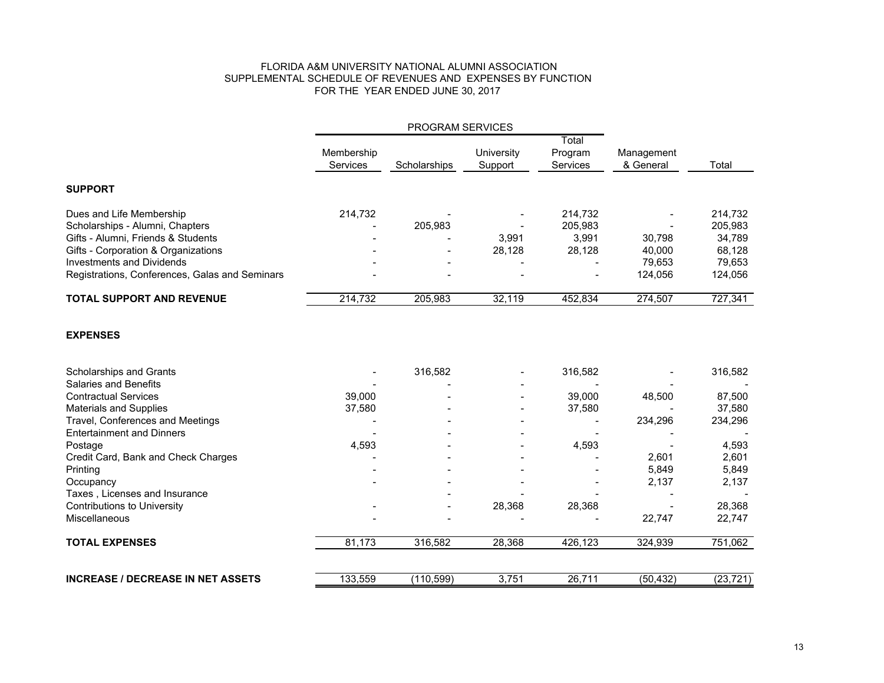# FLORIDA A&M UNIVERSITY NATIONAL ALUMNI ASSOCIATION
## SUPPLEMENTAL SCHEDULE OF REVENUES AND EXPENSES BY FUNCTION
### FOR THE YEAR ENDED JUNE 30, 2017

| | PROGRAM SERVICES | | | | | |
|---|---|---|---|---|---|---|
| | Membership Services | Scholarships | University Support | Total Program Services | Management & General | Total |
| **SUPPORT** | | | | | | |
| Dues and Life Membership | 214,732 | - | - | 214,732 | - | 214,732 |
| Scholarships - Alumni, Chapters | - | 205,983 | - | 205,983 | - | 205,983 |
| Gifts - Alumni, Friends & Students | - | - | 3,991 | 3,991 | 30,798 | 34,789 |
| Gifts - Corporation & Organizations | - | - | 28,128 | 28,128 | 40,000 | 68,128 |
| Investments and Dividends | - | - | - | - | 79,653 | 79,653 |
| Registrations, Conferences, Galas and Seminars | - | - | - | - | 124,056 | 124,056 |
| **TOTAL SUPPORT AND REVENUE** | 214,732 | 205,983 | 32,119 | 452,834 | 274,507 | 727,341 |
| **EXPENSES** | | | | | | |
| Scholarships and Grants | - | 316,582 | - | 316,582 | - | 316,582 |
| Salaries and Benefits | - | - | - | - | - | - |
| Contractual Services | 39,000 | - | - | 39,000 | 48,500 | 87,500 |
| Materials and Supplies | 37,580 | - | - | 37,580 | - | 37,580 |
| Travel, Conferences and Meetings | - | - | - | - | 234,296 | 234,296 |
| Entertainment and Dinners | - | - | - | - | - | - |
| Postage | 4,593 | - | - | 4,593 | - | 4,593 |
| Credit Card, Bank and Check Charges | - | - | - | - | 2,601 | 2,601 |
| Printing | - | - | - | - | 5,849 | 5,849 |
| Occupancy | - | - | - | - | 2,137 | 2,137 |
| Taxes , Licenses and Insurance | | - | - | - | - | - |
| Contributions to University | - | - | 28,368 | 28,368 | - | 28,368 |
| Miscellaneous | - | - | - | - | 22,747 | 22,747 |
| **TOTAL EXPENSES** | 81,173 | 316,582 | 28,368 | 426,123 | 324,939 | 751,062 |
| **INCREASE / DECREASE IN NET ASSETS** | 133,559 | (110,599) | 3,751 | 26,711 | (50,432) | (23,721) |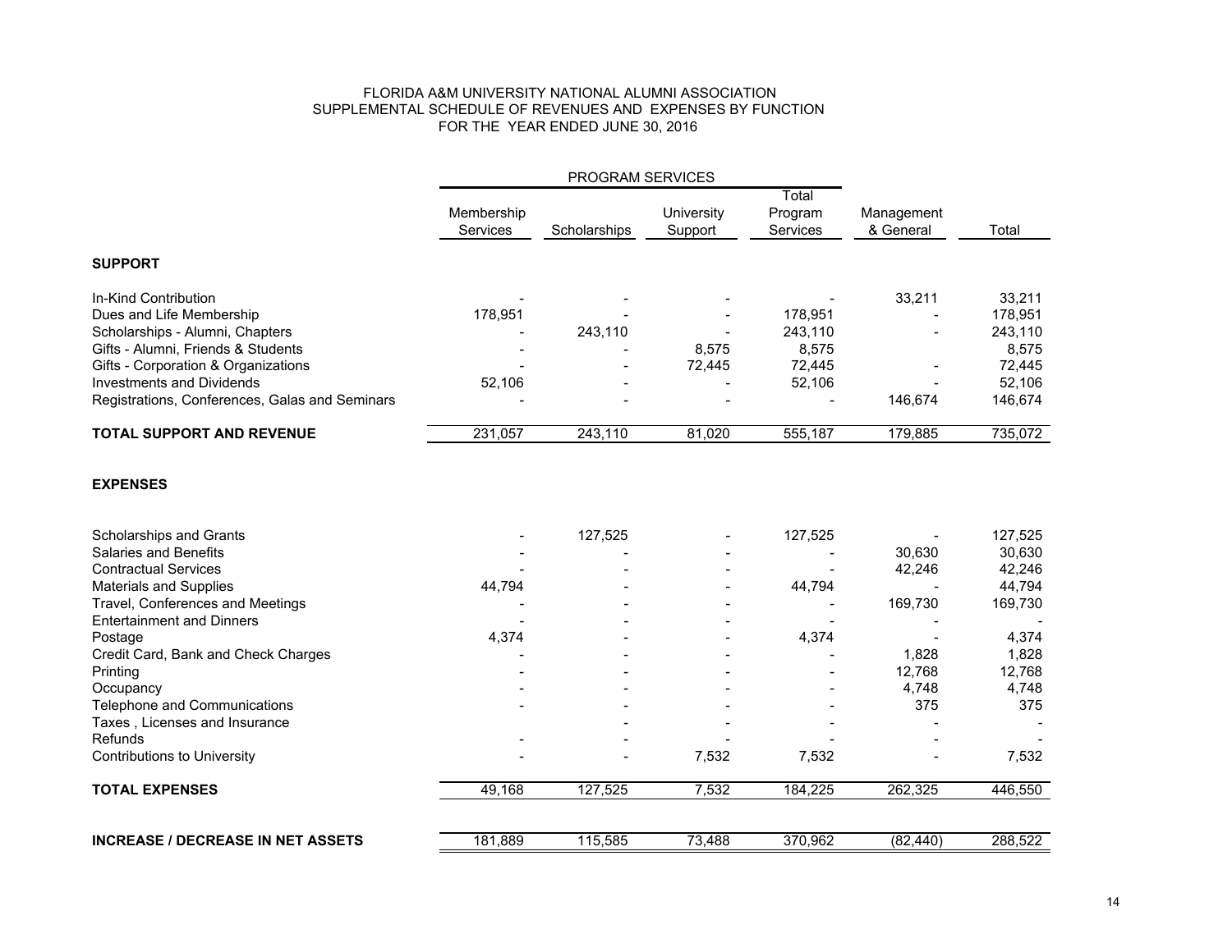FLORIDA A&M UNIVERSITY NATIONAL ALUMNI ASSOCIATION
SUPPLEMENTAL SCHEDULE OF REVENUES AND EXPENSES BY FUNCTION
FOR THE YEAR ENDED JUNE 30, 2016

| | PROGRAM SERVICES | | | | | |
|---|---|---|---|---|---|---|
| | Membership Services | Scholarships | University Support | Total Program Services | Management & General | Total |
| **SUPPORT** | | | | | | |
| In-Kind Contribution | - | - | - | - | 33,211 | 33,211 |
| Dues and Life Membership | 178,951 | - | - | 178,951 | - | 178,951 |
| Scholarships - Alumni, Chapters | - | 243,110 | - | 243,110 | - | 243,110 |
| Gifts - Alumni, Friends & Students | - | - | 8,575 | 8,575 | | 8,575 |
| Gifts - Corporation & Organizations | - | - | 72,445 | 72,445 | - | 72,445 |
| Investments and Dividends | 52,106 | - | - | 52,106 | - | 52,106 |
| Registrations, Conferences, Galas and Seminars | - | - | - | - | 146,674 | 146,674 |
| **TOTAL SUPPORT AND REVENUE** | 231,057 | 243,110 | 81,020 | 555,187 | 179,885 | 735,072 |
| **EXPENSES** | | | | | | |
| Scholarships and Grants | - | 127,525 | - | 127,525 | - | 127,525 |
| Salaries and Benefits | - | - | - | - | 30,630 | 30,630 |
| Contractual Services | - | - | - | - | 42,246 | 42,246 |
| Materials and Supplies | 44,794 | - | - | 44,794 | - | 44,794 |
| Travel, Conferences and Meetings | - | - | - | - | 169,730 | 169,730 |
| Entertainment and Dinners | - | - | - | - | - | - |
| Postage | 4,374 | - | - | 4,374 | - | 4,374 |
| Credit Card, Bank and Check Charges | - | - | - | - | 1,828 | 1,828 |
| Printing | - | - | - | - | 12,768 | 12,768 |
| Occupancy | - | - | - | - | 4,748 | 4,748 |
| Telephone and Communications | - | - | - | - | 375 | 375 |
| Taxes , Licenses and Insurance | | - | - | - | - | - |
| Refunds | - | - | - | - | - | - |
| Contributions to University | - | - | 7,532 | 7,532 | - | 7,532 |
| **TOTAL EXPENSES** | 49,168 | 127,525 | 7,532 | 184,225 | 262,325 | 446,550 |
| **INCREASE / DECREASE IN NET ASSETS** | 181,889 | 115,585 | 73,488 | 370,962 | (82,440) | 288,522 |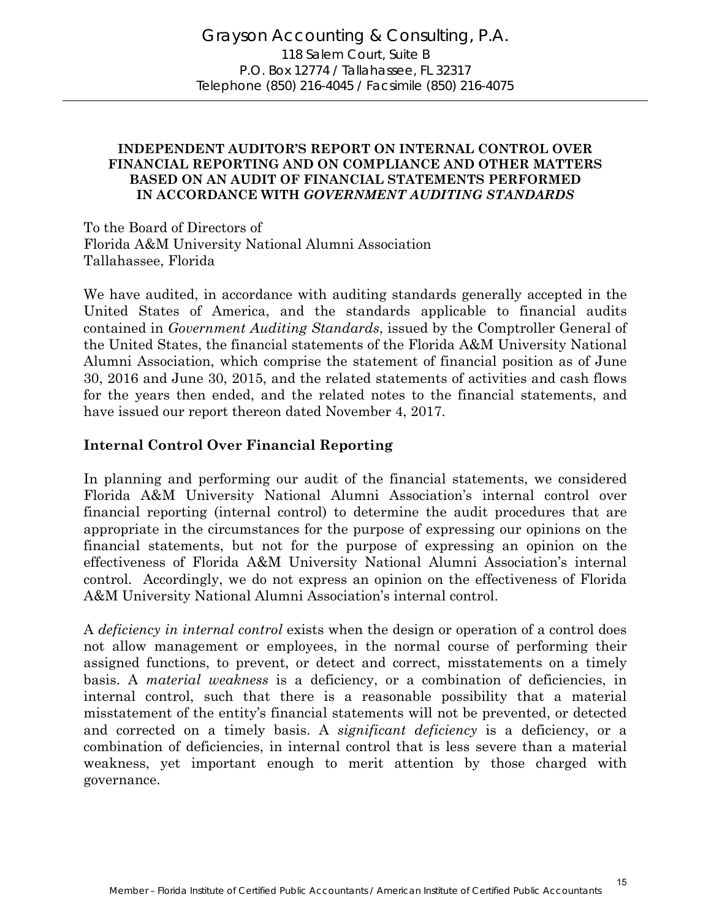Grayson Accounting & Consulting, P.A.
118 Salem Court, Suite B
P.O. Box 12774 / Tallahassee, FL 32317
Telephone (850) 216-4045 / Facsimile (850) 216-4075

**INDEPENDENT AUDITOR'S REPORT ON INTERNAL CONTROL OVER FINANCIAL REPORTING AND ON COMPLIANCE AND OTHER MATTERS BASED ON AN AUDIT OF FINANCIAL STATEMENTS PERFORMED IN ACCORDANCE WITH *GOVERNMENT AUDITING STANDARDS***

To the Board of Directors of
Florida A&M University National Alumni Association
Tallahassee, Florida

We have audited, in accordance with auditing standards generally accepted in the United States of America, and the standards applicable to financial audits contained in *Government Auditing Standards*, issued by the Comptroller General of the United States, the financial statements of the Florida A&M University National Alumni Association, which comprise the statement of financial position as of June 30, 2016 and June 30, 2015, and the related statements of activities and cash flows for the years then ended, and the related notes to the financial statements, and have issued our report thereon dated November 4, 2017.

## Internal Control Over Financial Reporting

In planning and performing our audit of the financial statements, we considered Florida A&M University National Alumni Association's internal control over financial reporting (internal control) to determine the audit procedures that are appropriate in the circumstances for the purpose of expressing our opinions on the financial statements, but not for the purpose of expressing an opinion on the effectiveness of Florida A&M University National Alumni Association's internal control. Accordingly, we do not express an opinion on the effectiveness of Florida A&M University National Alumni Association's internal control.

A *deficiency in internal control* exists when the design or operation of a control does not allow management or employees, in the normal course of performing their assigned functions, to prevent, or detect and correct, misstatements on a timely basis. A *material weakness* is a deficiency, or a combination of deficiencies, in internal control, such that there is a reasonable possibility that a material misstatement of the entity's financial statements will not be prevented, or detected and corrected on a timely basis. A *significant deficiency* is a deficiency, or a combination of deficiencies, in internal control that is less severe than a material weakness, yet important enough to merit attention by those charged with governance.

Member – Florida Institute of Certified Public Accountants / American Institute of Certified Public Accountants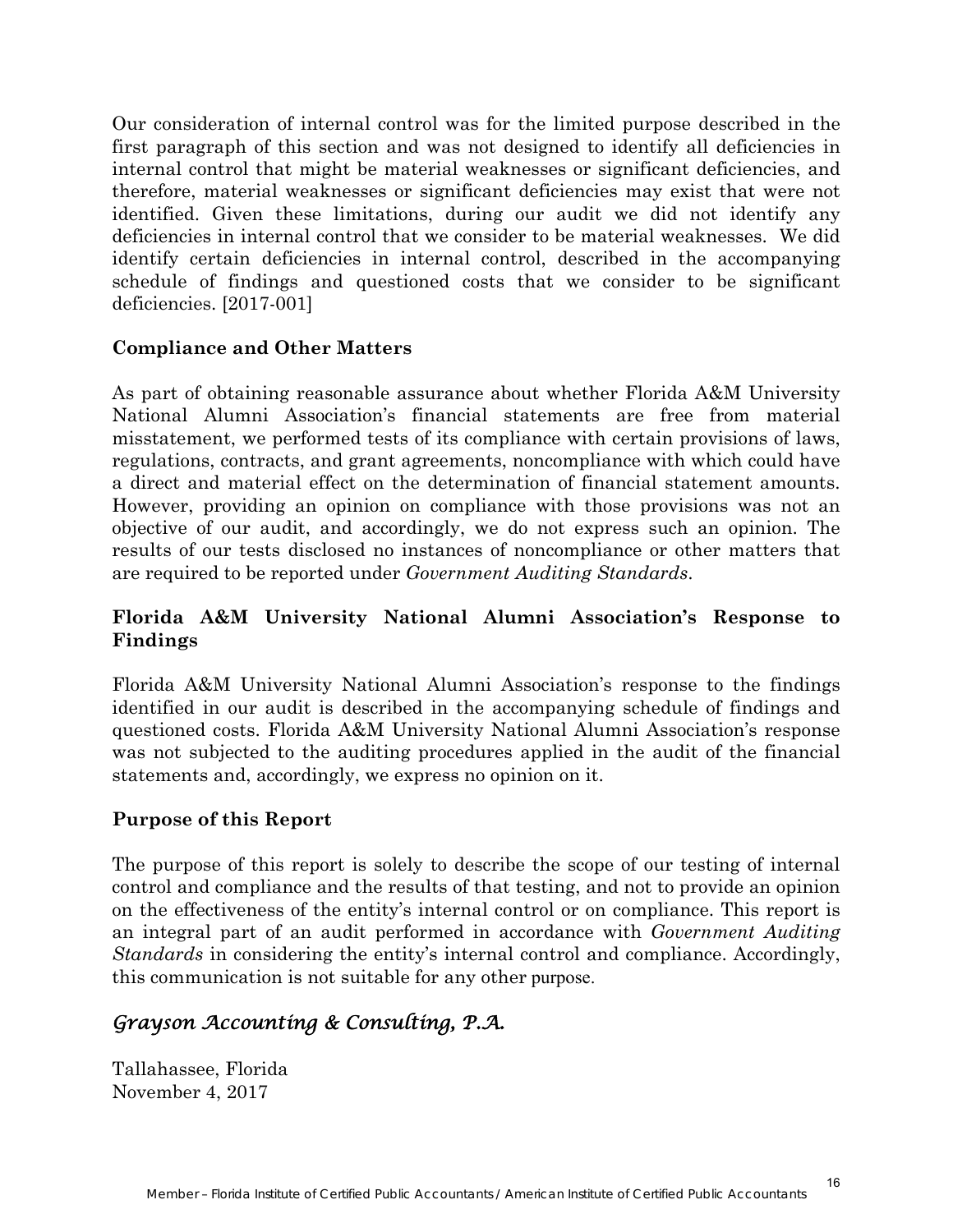Our consideration of internal control was for the limited purpose described in the first paragraph of this section and was not designed to identify all deficiencies in internal control that might be material weaknesses or significant deficiencies, and therefore, material weaknesses or significant deficiencies may exist that were not identified. Given these limitations, during our audit we did not identify any deficiencies in internal control that we consider to be material weaknesses. We did identify certain deficiencies in internal control, described in the accompanying schedule of findings and questioned costs that we consider to be significant deficiencies. [2017-001]

**Compliance and Other Matters**

As part of obtaining reasonable assurance about whether Florida A&M University National Alumni Association's financial statements are free from material misstatement, we performed tests of its compliance with certain provisions of laws, regulations, contracts, and grant agreements, noncompliance with which could have a direct and material effect on the determination of financial statement amounts. However, providing an opinion on compliance with those provisions was not an objective of our audit, and accordingly, we do not express such an opinion. The results of our tests disclosed no instances of noncompliance or other matters that are required to be reported under *Government Auditing Standards*.

**Florida A&M University National Alumni Association's Response to Findings**

Florida A&M University National Alumni Association's response to the findings identified in our audit is described in the accompanying schedule of findings and questioned costs. Florida A&M University National Alumni Association's response was not subjected to the auditing procedures applied in the audit of the financial statements and, accordingly, we express no opinion on it.

**Purpose of this Report**

The purpose of this report is solely to describe the scope of our testing of internal control and compliance and the results of that testing, and not to provide an opinion on the effectiveness of the entity's internal control or on compliance. This report is an integral part of an audit performed in accordance with *Government Auditing Standards* in considering the entity's internal control and compliance. Accordingly, this communication is not suitable for any other purpose.

*Grayson Accounting & Consulting, P.A.*

Tallahassee, Florida
November 4, 2017

Member – Florida Institute of Certified Public Accountants / American Institute of Certified Public Accountants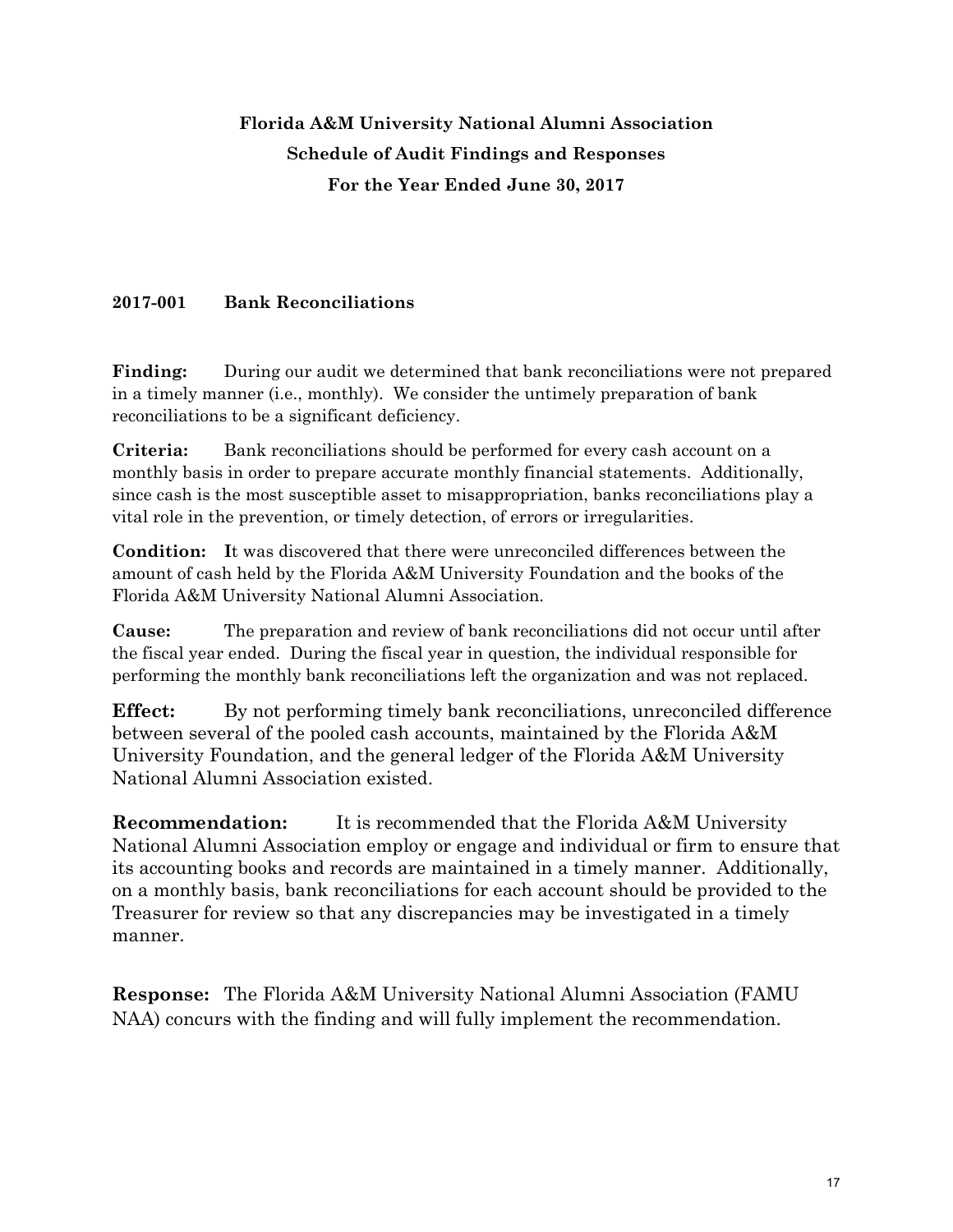# Florida A&M University National Alumni Association
## Schedule of Audit Findings and Responses
## For the Year Ended June 30, 2017

### 2017-001 Bank Reconciliations

**Finding:** During our audit we determined that bank reconciliations were not prepared in a timely manner (i.e., monthly). We consider the untimely preparation of bank reconciliations to be a significant deficiency.

**Criteria:** Bank reconciliations should be performed for every cash account on a monthly basis in order to prepare accurate monthly financial statements. Additionally, since cash is the most susceptible asset to misappropriation, banks reconciliations play a vital role in the prevention, or timely detection, of errors or irregularities.

**Condition:** **I**t was discovered that there were unreconciled differences between the amount of cash held by the Florida A&M University Foundation and the books of the Florida A&M University National Alumni Association.

**Cause:** The preparation and review of bank reconciliations did not occur until after the fiscal year ended. During the fiscal year in question, the individual responsible for performing the monthly bank reconciliations left the organization and was not replaced.

**Effect:** By not performing timely bank reconciliations, unreconciled difference between several of the pooled cash accounts, maintained by the Florida A&M University Foundation, and the general ledger of the Florida A&M University National Alumni Association existed.

**Recommendation:** It is recommended that the Florida A&M University National Alumni Association employ or engage and individual or firm to ensure that its accounting books and records are maintained in a timely manner. Additionally, on a monthly basis, bank reconciliations for each account should be provided to the Treasurer for review so that any discrepancies may be investigated in a timely manner.

**Response:** The Florida A&M University National Alumni Association (FAMU NAA) concurs with the finding and will fully implement the recommendation.